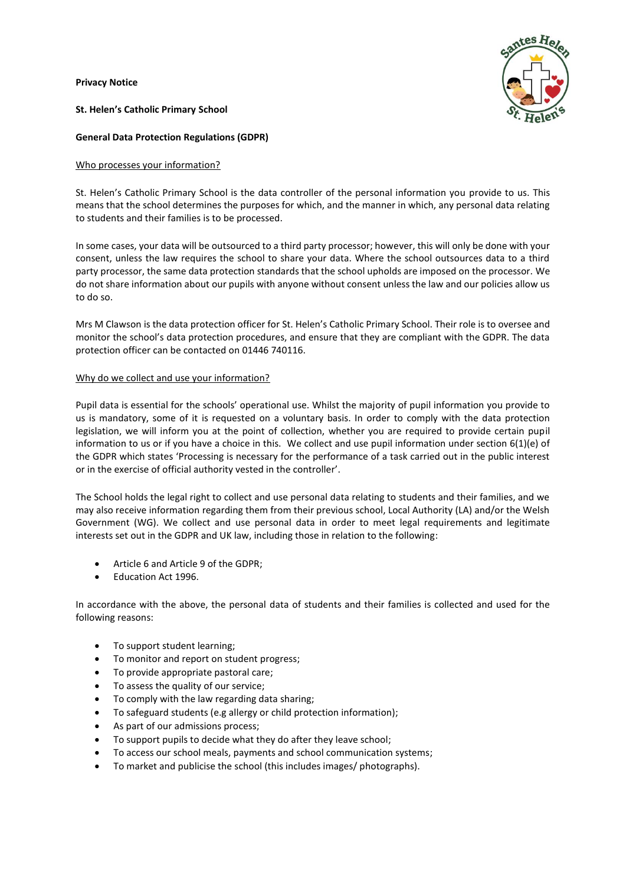**Privacy Notice**

**St. Helen's Catholic Primary School**

**General Data Protection Regulations (GDPR)**

## Who processes your information?

St. Helen's Catholic Primary School is the data controller of the personal information you provide to us. This means that the school determines the purposes for which, and the manner in which, any personal data relating to students and their families is to be processed.

In some cases, your data will be outsourced to a third party processor; however, this will only be done with your consent, unless the law requires the school to share your data. Where the school outsources data to a third party processor, the same data protection standards that the school upholds are imposed on the processor. We do not share information about our pupils with anyone without consent unless the law and our policies allow us to do so.

Mrs M Clawson is the data protection officer for St. Helen's Catholic Primary School. Their role is to oversee and monitor the school's data protection procedures, and ensure that they are compliant with the GDPR. The data protection officer can be contacted on 01446 740116.

## Why do we collect and use your information?

Pupil data is essential for the schools' operational use. Whilst the majority of pupil information you provide to us is mandatory, some of it is requested on a voluntary basis. In order to comply with the data protection legislation, we will inform you at the point of collection, whether you are required to provide certain pupil information to us or if you have a choice in this. We collect and use pupil information under section 6(1)(e) of the GDPR which states 'Processing is necessary for the performance of a task carried out in the public interest or in the exercise of official authority vested in the controller'.

The School holds the legal right to collect and use personal data relating to students and their families, and we may also receive information regarding them from their previous school, Local Authority (LA) and/or the Welsh Government (WG). We collect and use personal data in order to meet legal requirements and legitimate interests set out in the GDPR and UK law, including those in relation to the following:

- Article 6 and Article 9 of the GDPR;
- Education Act 1996.

In accordance with the above, the personal data of students and their families is collected and used for the following reasons:

- To support student learning;
- To monitor and report on student progress;
- To provide appropriate pastoral care;
- To assess the quality of our service;
- To comply with the law regarding data sharing;
- To safeguard students (e.g allergy or child protection information);
- As part of our admissions process;
- To support pupils to decide what they do after they leave school;
- To access our school meals, payments and school communication systems;
- To market and publicise the school (this includes images/ photographs).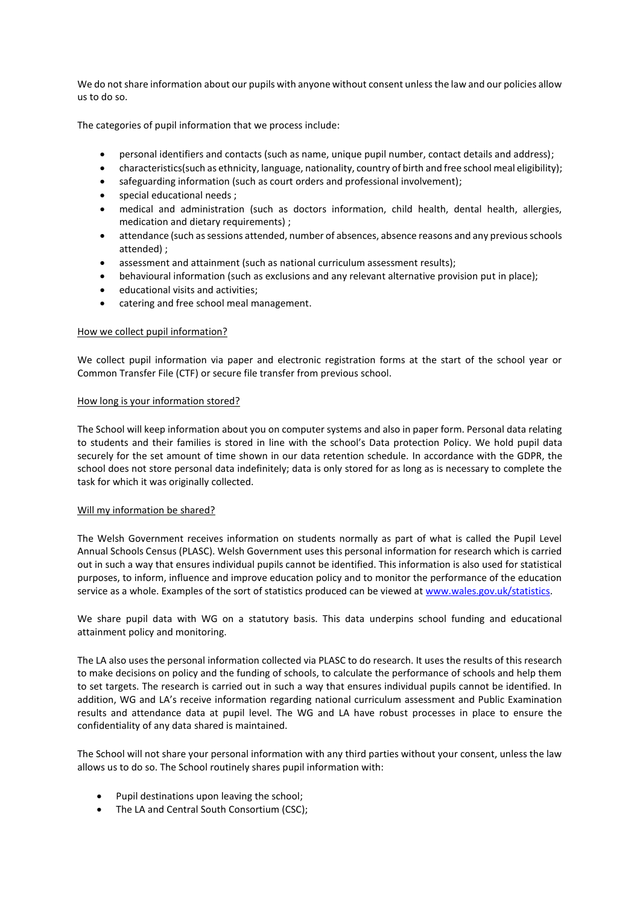We do not share information about our pupils with anyone without consent unless the law and our policies allow us to do so.

The categories of pupil information that we process include:

- personal identifiers and contacts (such as name, unique pupil number, contact details and address);
- characteristics(such as ethnicity, language, nationality, country of birth and free school meal eligibility);
- safeguarding information (such as court orders and professional involvement);
- special educational needs ;
- medical and administration (such as doctors information, child health, dental health, allergies, medication and dietary requirements) ;
- attendance (such as sessions attended, number of absences, absence reasons and any previous schools attended) ;
- assessment and attainment (such as national curriculum assessment results);
- behavioural information (such as exclusions and any relevant alternative provision put in place);
- educational visits and activities;
- catering and free school meal management.

<u>How we collect pupil information?</u>

We collect pupil information via paper and electronic registration forms at the start of the school year or Common Transfer File (CTF) or secure file transfer from previous school.

<u>How long is your information stored?</u>

The School will keep information about you on computer systems and also in paper form. Personal data relating to students and their families is stored in line with the school's Data protection Policy. We hold pupil data securely for the set amount of time shown in our data retention schedule. In accordance with the GDPR, the school does not store personal data indefinitely; data is only stored for as long as is necessary to complete the task for which it was originally collected.

<u>Will my information be shared?</u>

The Welsh Government receives information on students normally as part of what is called the Pupil Level Annual Schools Census (PLASC). Welsh Government uses this personal information for research which is carried out in such a way that ensures individual pupils cannot be identified. This information is also used for statistical purposes, to inform, influence and improve education policy and to monitor the performance of the education service as a whole. Examples of the sort of statistics produced can be viewed at [www.wales.gov.uk/statistics](http://www.wales.gov.uk/statistics).

We share pupil data with WG on a statutory basis. This data underpins school funding and educational attainment policy and monitoring.

The LA also uses the personal information collected via PLASC to do research. It uses the results of this research to make decisions on policy and the funding of schools, to calculate the performance of schools and help them to set targets. The research is carried out in such a way that ensures individual pupils cannot be identified. In addition, WG and LA's receive information regarding national curriculum assessment and Public Examination results and attendance data at pupil level. The WG and LA have robust processes in place to ensure the confidentiality of any data shared is maintained.

The School will not share your personal information with any third parties without your consent, unless the law allows us to do so. The School routinely shares pupil information with:

- Pupil destinations upon leaving the school;
- The LA and Central South Consortium (CSC);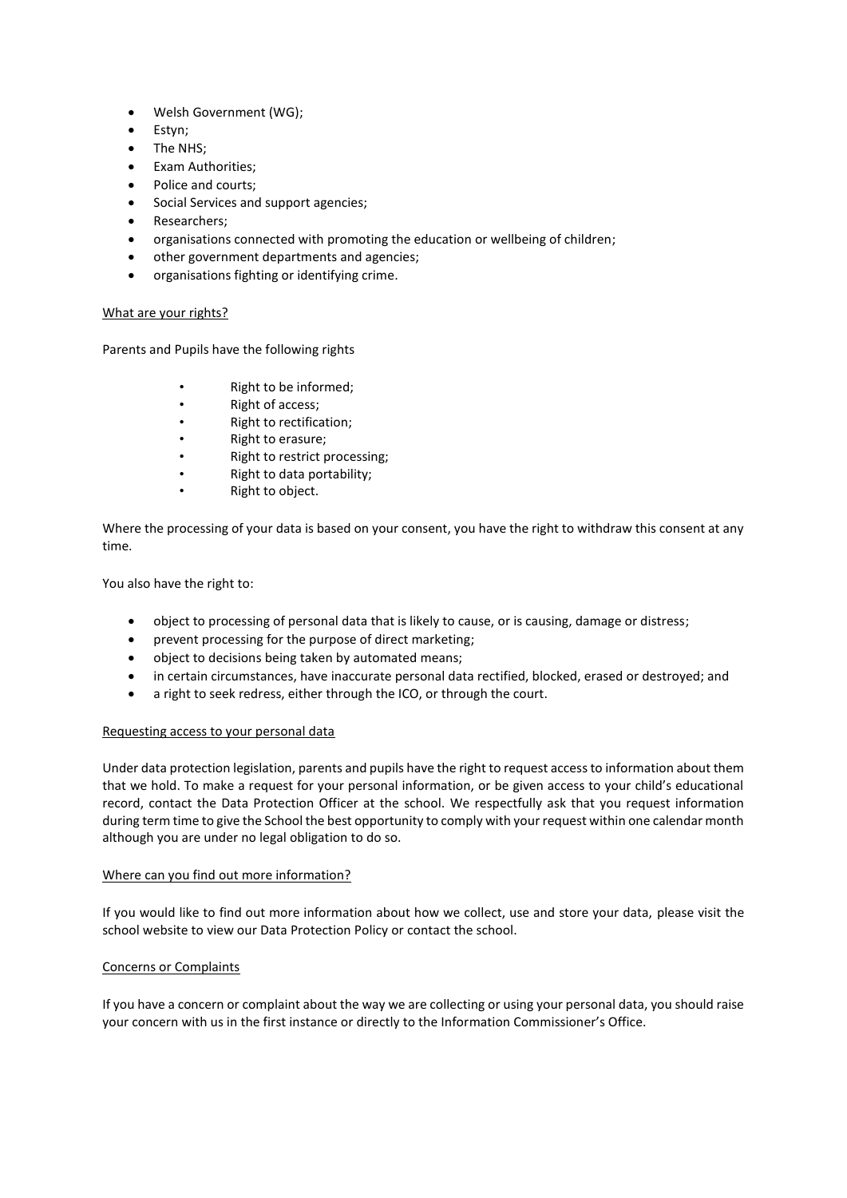- Welsh Government (WG);
- Estyn;
- The NHS;
- Exam Authorities;
- Police and courts;
- Social Services and support agencies;
- Researchers;
- organisations connected with promoting the education or wellbeing of children;
- other government departments and agencies;
- organisations fighting or identifying crime.

<u>What are your rights?</u>

Parents and Pupils have the following rights

- Right to be informed;
- Right of access;
- Right to rectification;
- Right to erasure;
- Right to restrict processing;
- Right to data portability;
- Right to object.

Where the processing of your data is based on your consent, you have the right to withdraw this consent at any time.

You also have the right to:

- object to processing of personal data that is likely to cause, or is causing, damage or distress;
- prevent processing for the purpose of direct marketing;
- object to decisions being taken by automated means;
- in certain circumstances, have inaccurate personal data rectified, blocked, erased or destroyed; and
- a right to seek redress, either through the ICO, or through the court.

<u>Requesting access to your personal data</u>

Under data protection legislation, parents and pupils have the right to request access to information about them that we hold. To make a request for your personal information, or be given access to your child's educational record, contact the Data Protection Officer at the school. We respectfully ask that you request information during term time to give the School the best opportunity to comply with your request within one calendar month although you are under no legal obligation to do so.

<u>Where can you find out more information?</u>

If you would like to find out more information about how we collect, use and store your data, please visit the school website to view our Data Protection Policy or contact the school.

<u>Concerns or Complaints</u>

If you have a concern or complaint about the way we are collecting or using your personal data, you should raise your concern with us in the first instance or directly to the Information Commissioner's Office.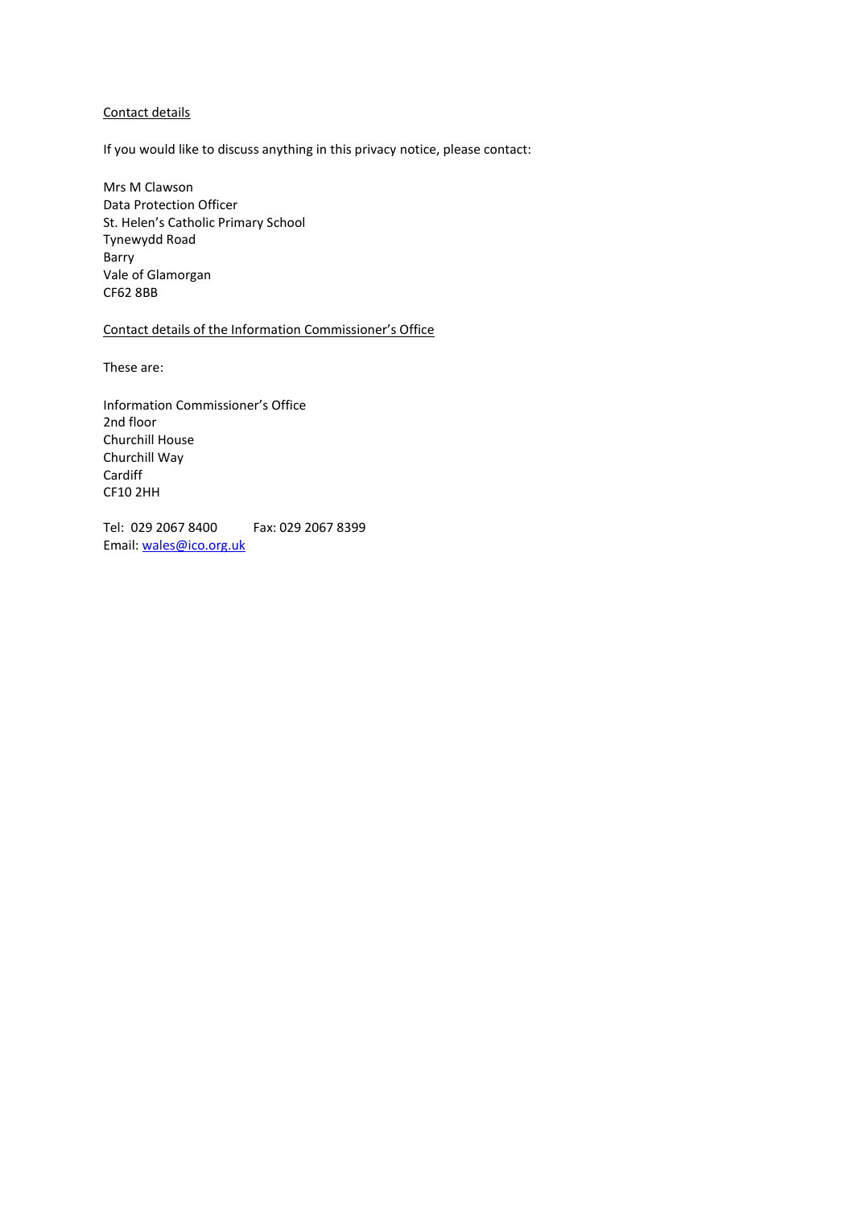## Contact details

If you would like to discuss anything in this privacy notice, please contact:

Mrs M Clawson  
Data Protection Officer  
St. Helen's Catholic Primary School  
Tynewydd Road  
Barry  
Vale of Glamorgan  
CF62 8BB

## Contact details of the Information Commissioner's Office

These are:

Information Commissioner's Office  
2nd floor  
Churchill House  
Churchill Way  
Cardiff  
CF10 2HH

Tel: 029 2067 8400 Fax: 029 2067 8399  
Email: wales@ico.org.uk